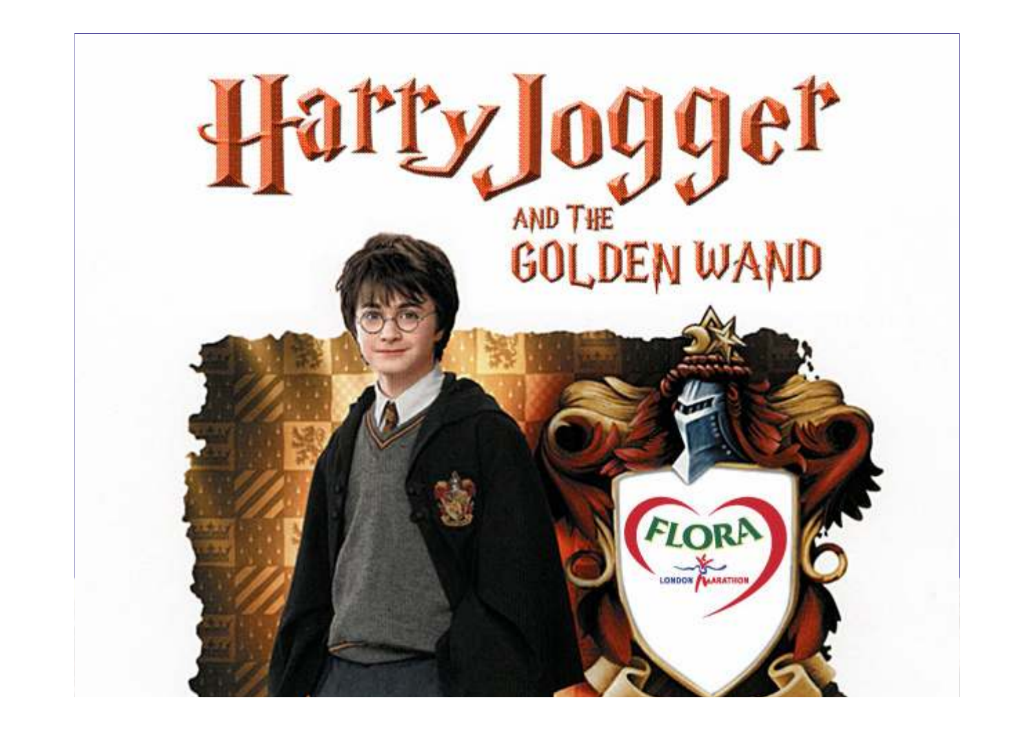# Harry Jogger

## AND THE GOLDEN WAND

FLORA

LONDON MARATHON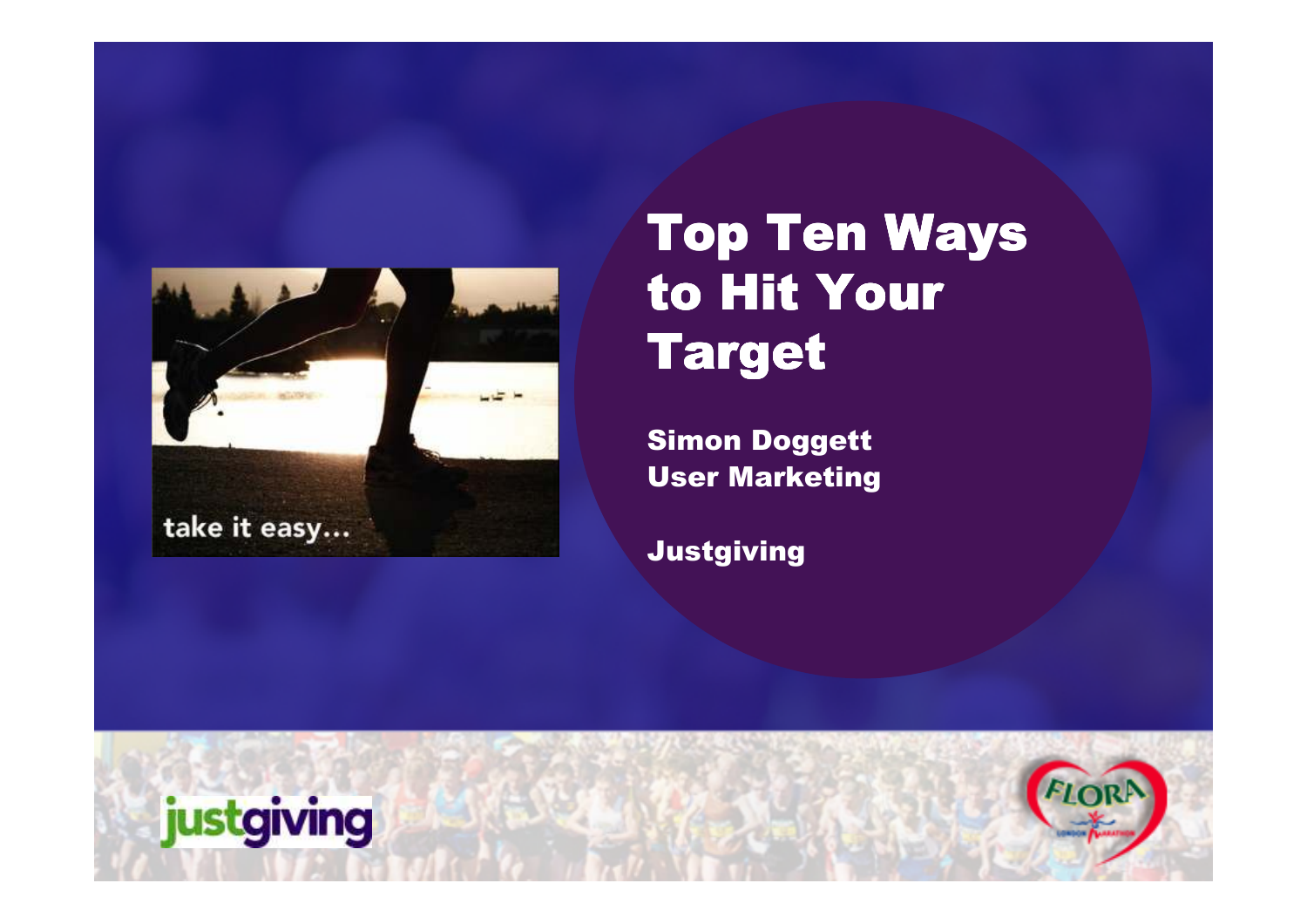# Top Ten Ways to Hit Your Target

**Simon Doggett**
**User Marketing**

**Justgiving**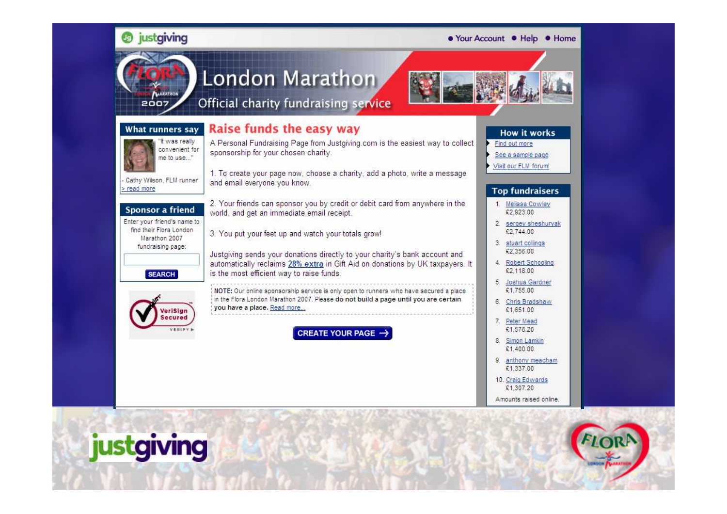justgiving

• Your Account • Help • Home

# London Marathon

Official charity fundraising service

FLORA London Marathon 2007

## What runners say

"It was really convenient for me to use..."

- Cathy Wilson, FLM runner

> read more

## Sponsor a friend

Enter your friend's name to find their Flora London Marathon 2007 fundraising page:

SEARCH

VeriSign Secured

## Raise funds the easy way

A Personal Fundraising Page from Justgiving.com is the easiest way to collect sponsorship for your chosen charity.

1. To create your page now, choose a charity, add a photo, write a message and email everyone you know.

2. Your friends can sponsor you by credit or debit card from anywhere in the world, and get an immediate email receipt.

3. You put your feet up and watch your totals grow!

Justgiving sends your donations directly to your charity's bank account and automatically reclaims 28% extra in Gift Aid on donations by UK taxpayers. It is the most efficient way to raise funds.

**NOTE:** Our online sponsorship service is only open to runners who have secured a place in the Flora London Marathon 2007. Please **do not build a page until you are certain you have a place.** Read more...

CREATE YOUR PAGE

## How it works

- Find out more
- See a sample page
- Visit our FLM forum!

## Top fundraisers

1. Melissa Cowley £2,923.00
2. sergey sheshuryak £2,744.00
3. stuart collings £2,356.00
4. Robert Schooling £2,118.00
5. Joshua Gardner £1,755.00
6. Chris Bradshaw £1,651.00
7. Peter Mead £1,578.20
8. Simon Lamkin £1,400.00
9. anthony meacham £1,337.00
10. Craig Edwards £1,307.20

Amounts raised online.

justgiving

FLORA London Marathon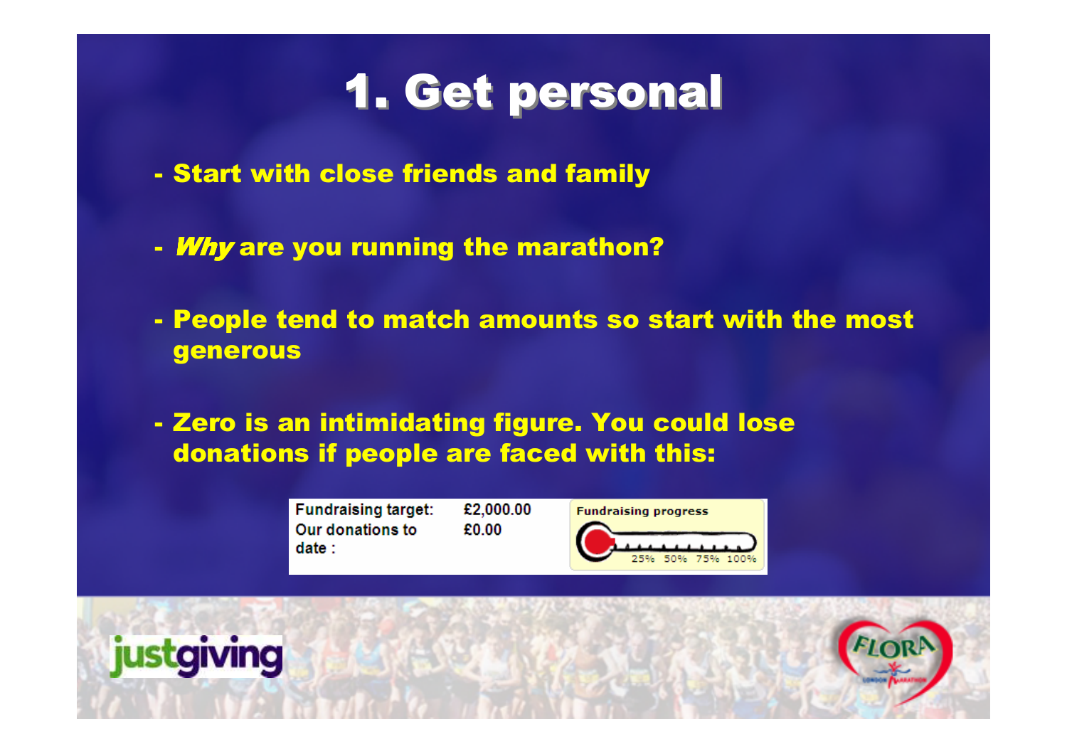# 1. Get personal

- Start with close friends and family

- *Why* are you running the marathon?

- People tend to match amounts so start with the most generous

- Zero is an intimidating figure. You could lose donations if people are faced with this:

| Fundraising target: | £2,000.00 |
|---|---|
| Our donations to date : | £0.00 |

Fundraising progress

25% 50% 75% 100%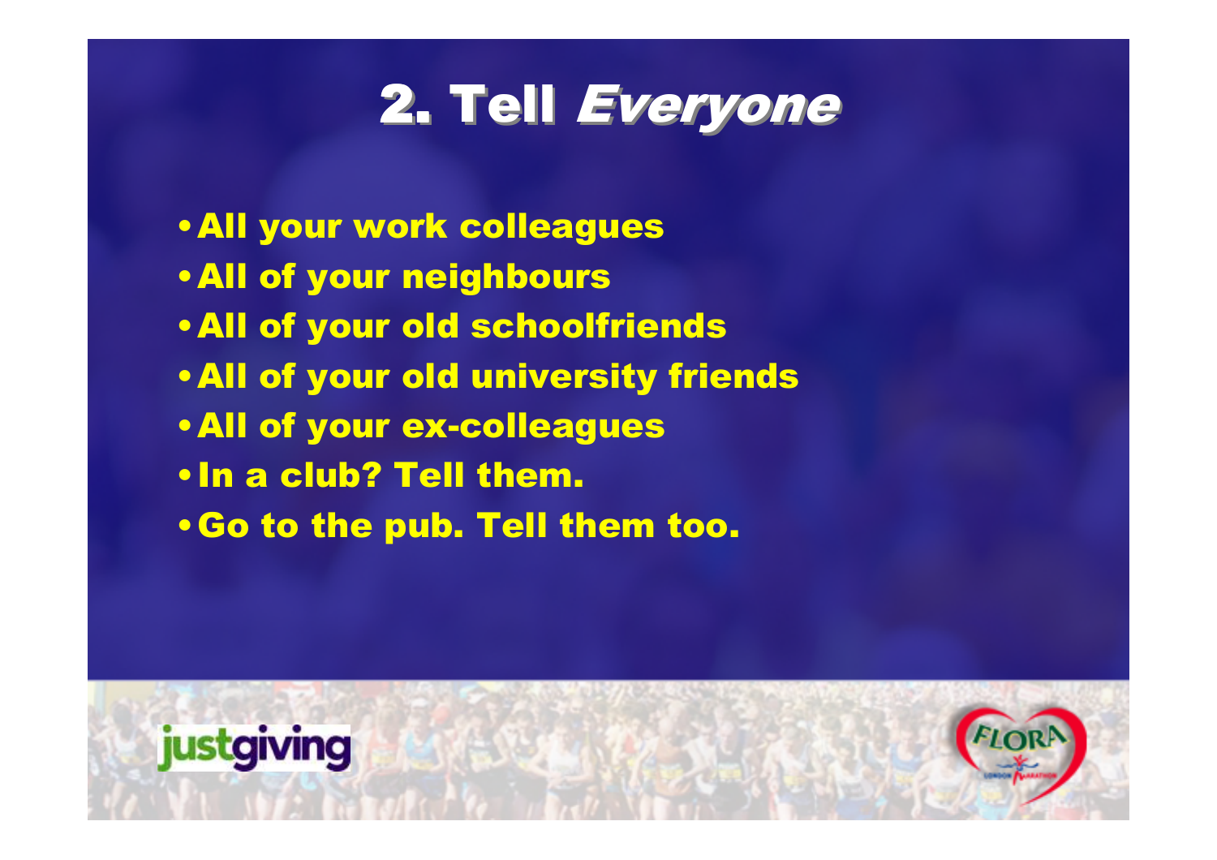# 2. Tell *Everyone*

- All your work colleagues
- All of your neighbours
- All of your old schoolfriends
- All of your old university friends
- All of your ex-colleagues
- In a club? Tell them.
- Go to the pub. Tell them too.

justgiving

FLORA London Marathon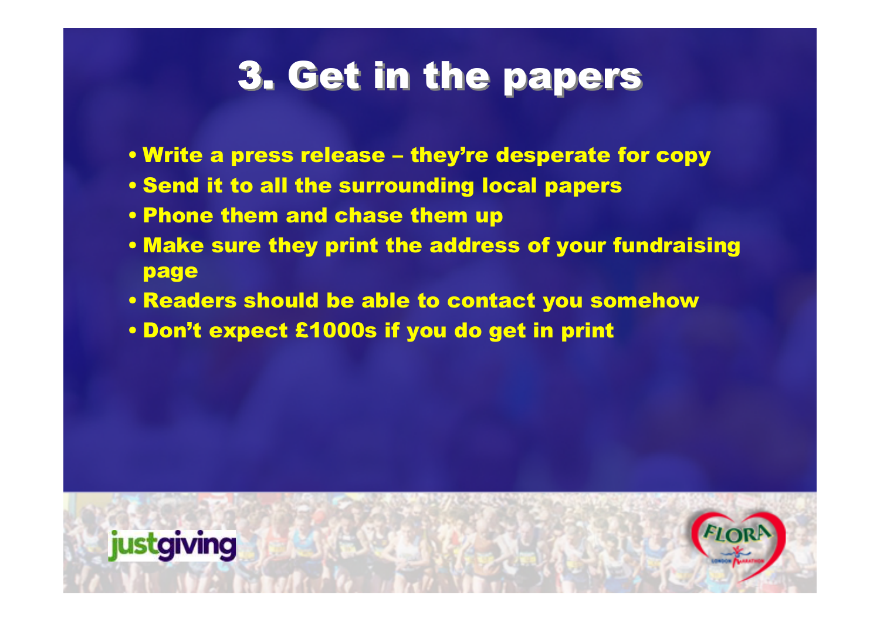# 3. Get in the papers

- Write a press release – they're desperate for copy
- Send it to all the surrounding local papers
- Phone them and chase them up
- Make sure they print the address of your fundraising page
- Readers should be able to contact you somehow
- Don't expect £1000s if you do get in print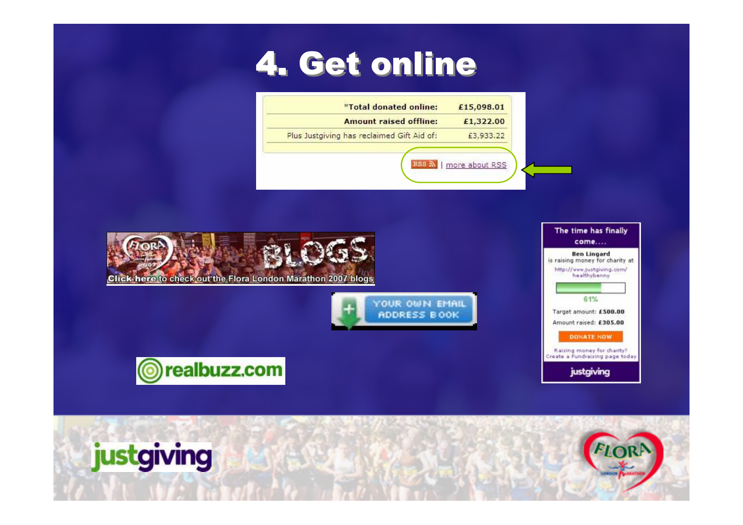# 4. Get online

| | |
|---|---|
| *Total donated online: | £15,098.01 |
| Amount raised offline: | £1,322.00 |
| Plus Justgiving has reclaimed Gift Aid of: | £3,933.22 |

RSS | more about RSS

Click here to check out the Flora London Marathon 2007 blogs

YOUR OWN EMAIL ADDRESS BOOK

realbuzz.com

The time has finally come....

Ben Lingard is raising money for charity at http://www.justgiving.com/healthybenny

61%

Target amount: £500.00

Amount raised: £305.00

DONATE NOW

Raising money for charity? Create a Fundraising page today

justgiving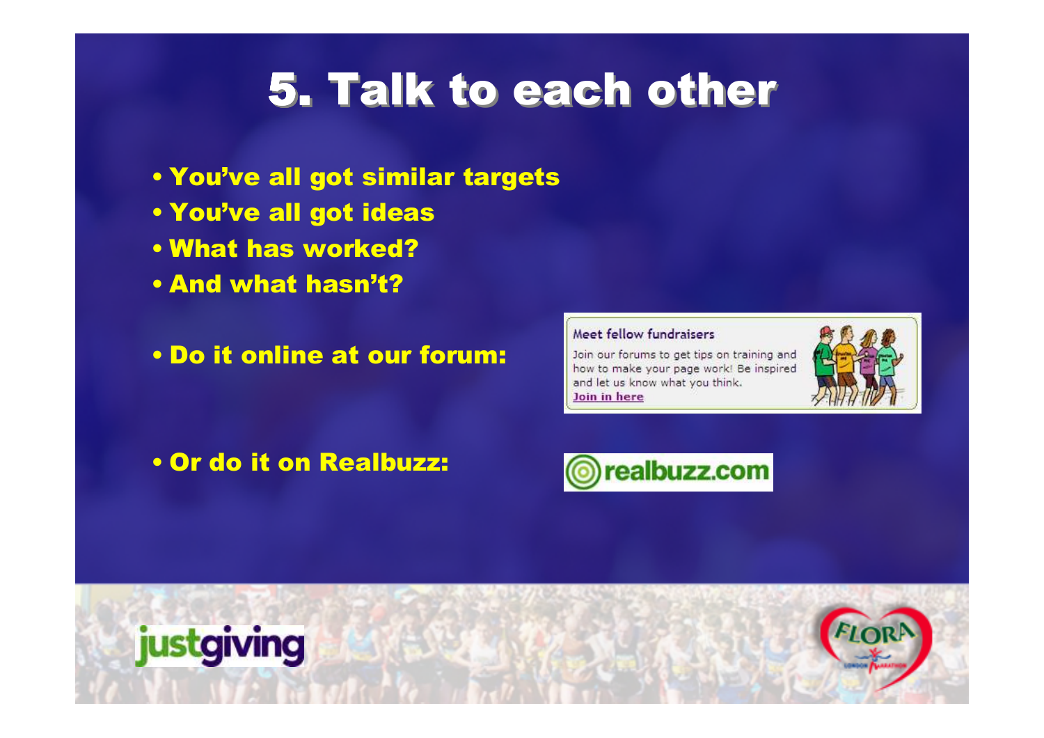# 5. Talk to each other

- You've all got similar targets
- You've all got ideas
- What has worked?
- And what hasn't?

- Do it online at our forum:

Meet fellow fundraisers

Join our forums to get tips on training and how to make your page work! Be inspired and let us know what you think.
Join in here

- Or do it on Realbuzz:

realbuzz.com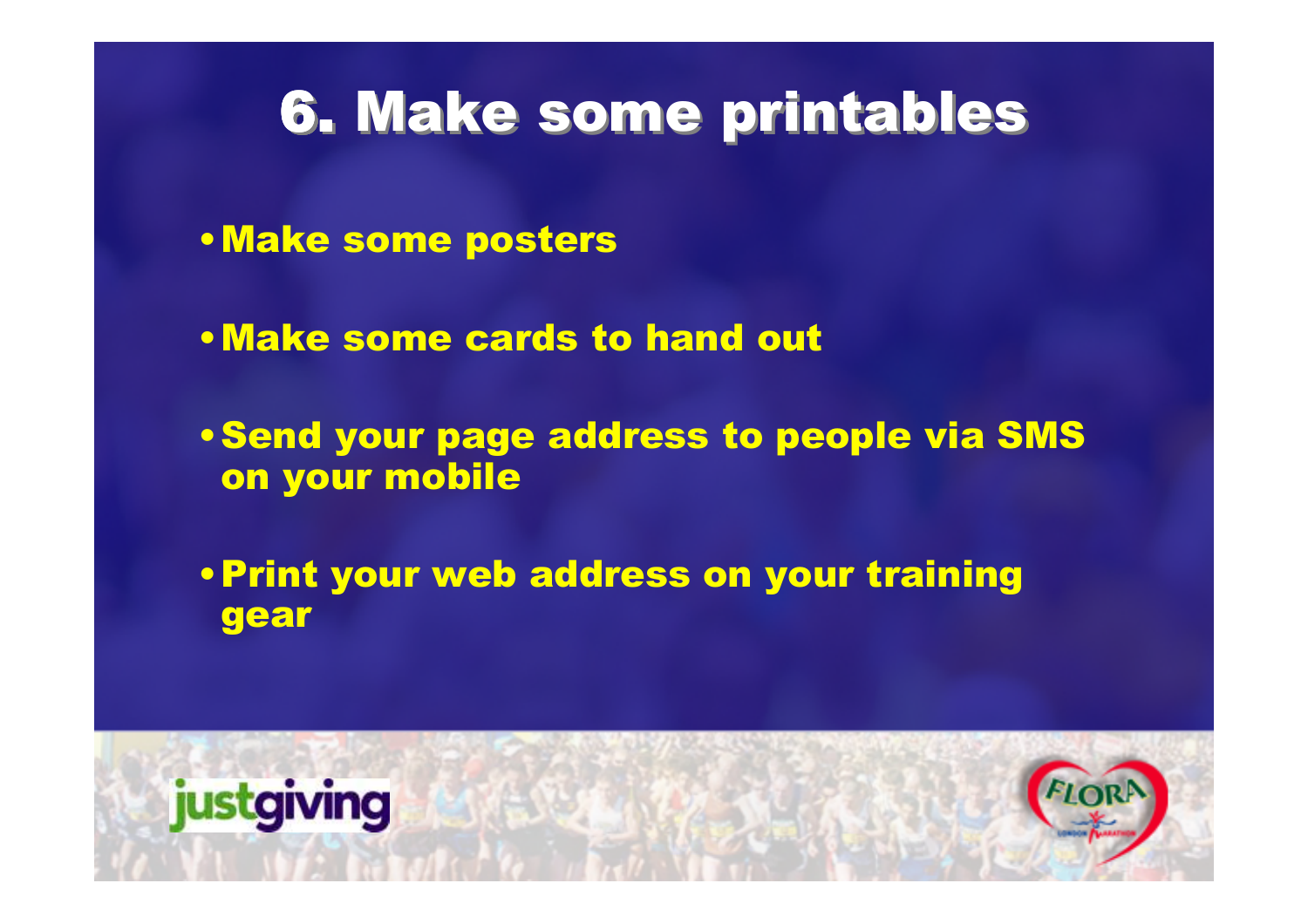# 6. Make some printables

- Make some posters
- Make some cards to hand out
- Send your page address to people via SMS on your mobile
- Print your web address on your training gear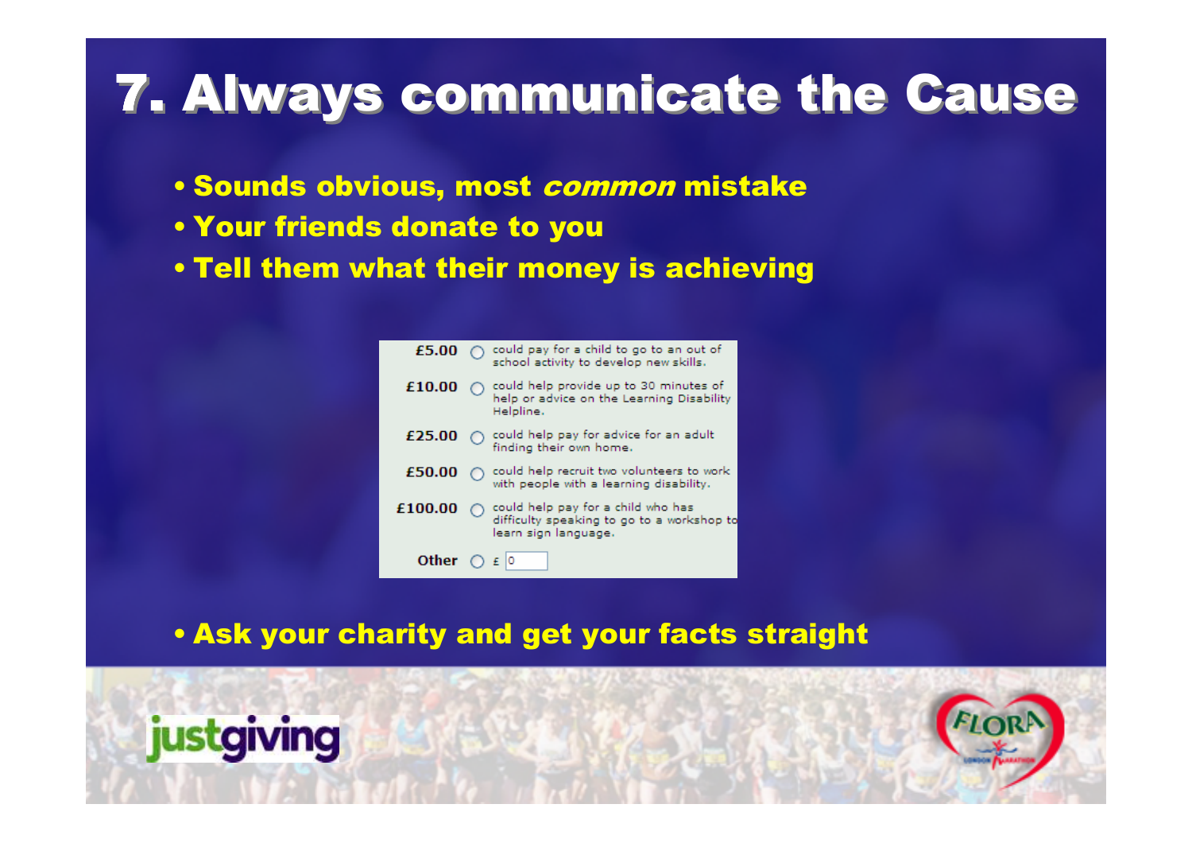# 7. Always communicate the Cause

- Sounds obvious, most *common* mistake
- Your friends donate to you
- Tell them what their money is achieving

| | |
|---|---|
| £5.00 | could pay for a child to go to an out of school activity to develop new skills. |
| £10.00 | could help provide up to 30 minutes of help or advice on the Learning Disability Helpline. |
| £25.00 | could help pay for advice for an adult finding their own home. |
| £50.00 | could help recruit two volunteers to work with people with a learning disability. |
| £100.00 | could help pay for a child who has difficulty speaking to go to a workshop to learn sign language. |
| Other | £ 0 |

- Ask your charity and get your facts straight

justgiving

FLORA LONDON MARATHON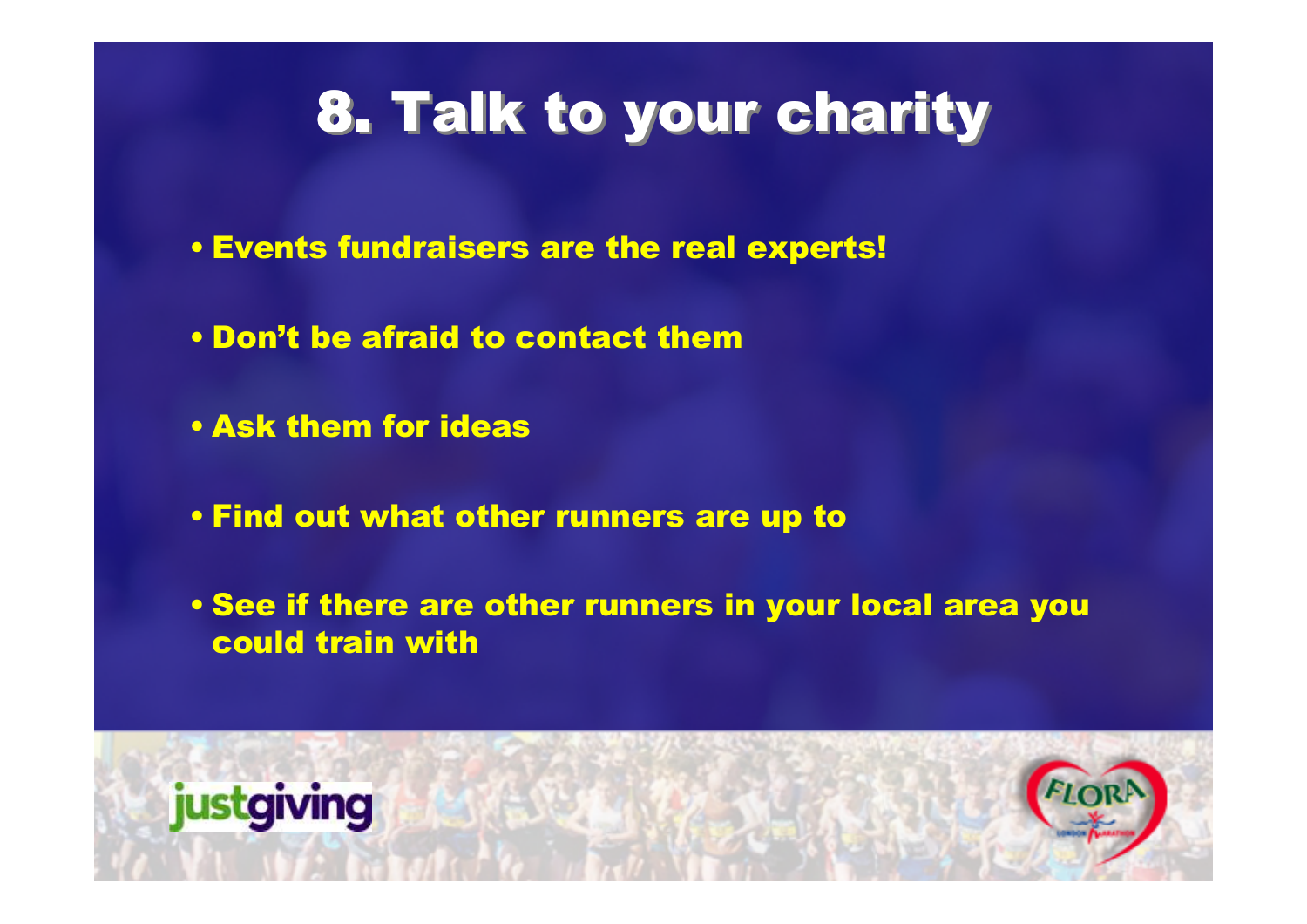# 8. Talk to your charity

- Events fundraisers are the real experts!
- Don't be afraid to contact them
- Ask them for ideas
- Find out what other runners are up to
- See if there are other runners in your local area you could train with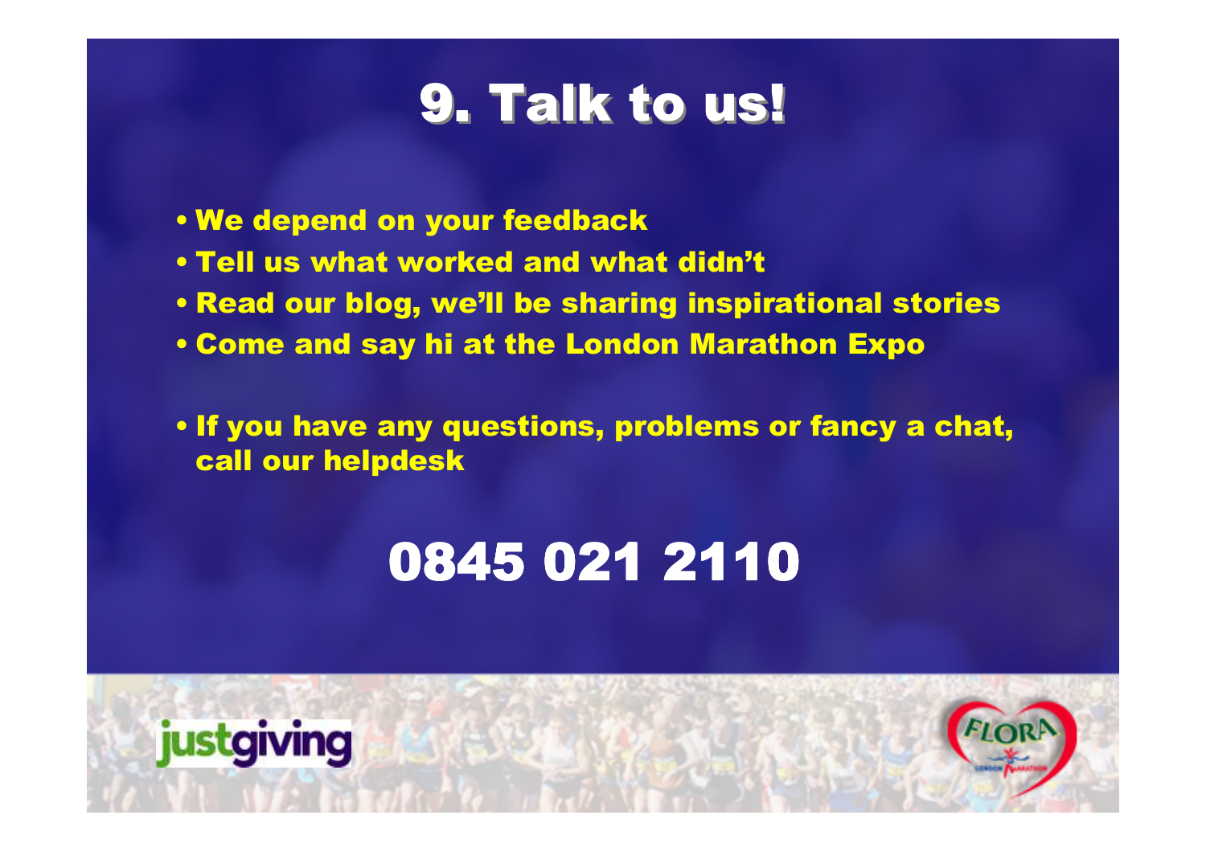# 9. Talk to us!

- We depend on your feedback
- Tell us what worked and what didn't
- Read our blog, we'll be sharing inspirational stories
- Come and say hi at the London Marathon Expo

- If you have any questions, problems or fancy a chat, call our helpdesk

## 0845 021 2110

justgiving

FLORA London Marathon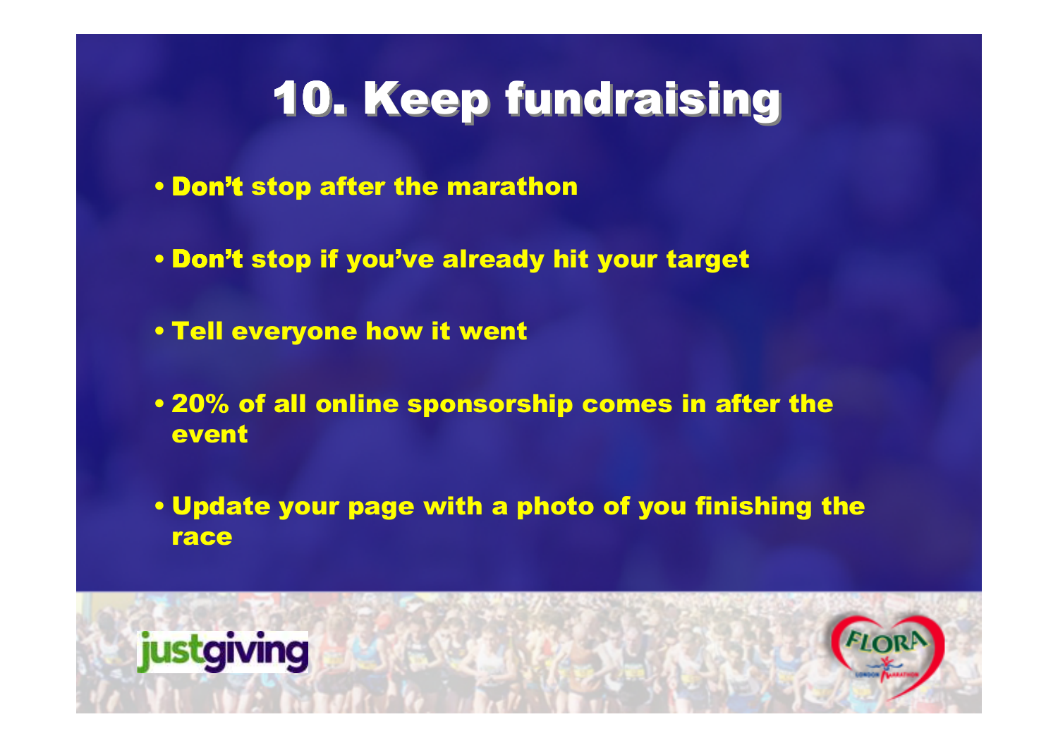# 10. Keep fundraising

- Don't stop after the marathon
- Don't stop if you've already hit your target
- Tell everyone how it went
- 20% of all online sponsorship comes in after the event
- Update your page with a photo of you finishing the race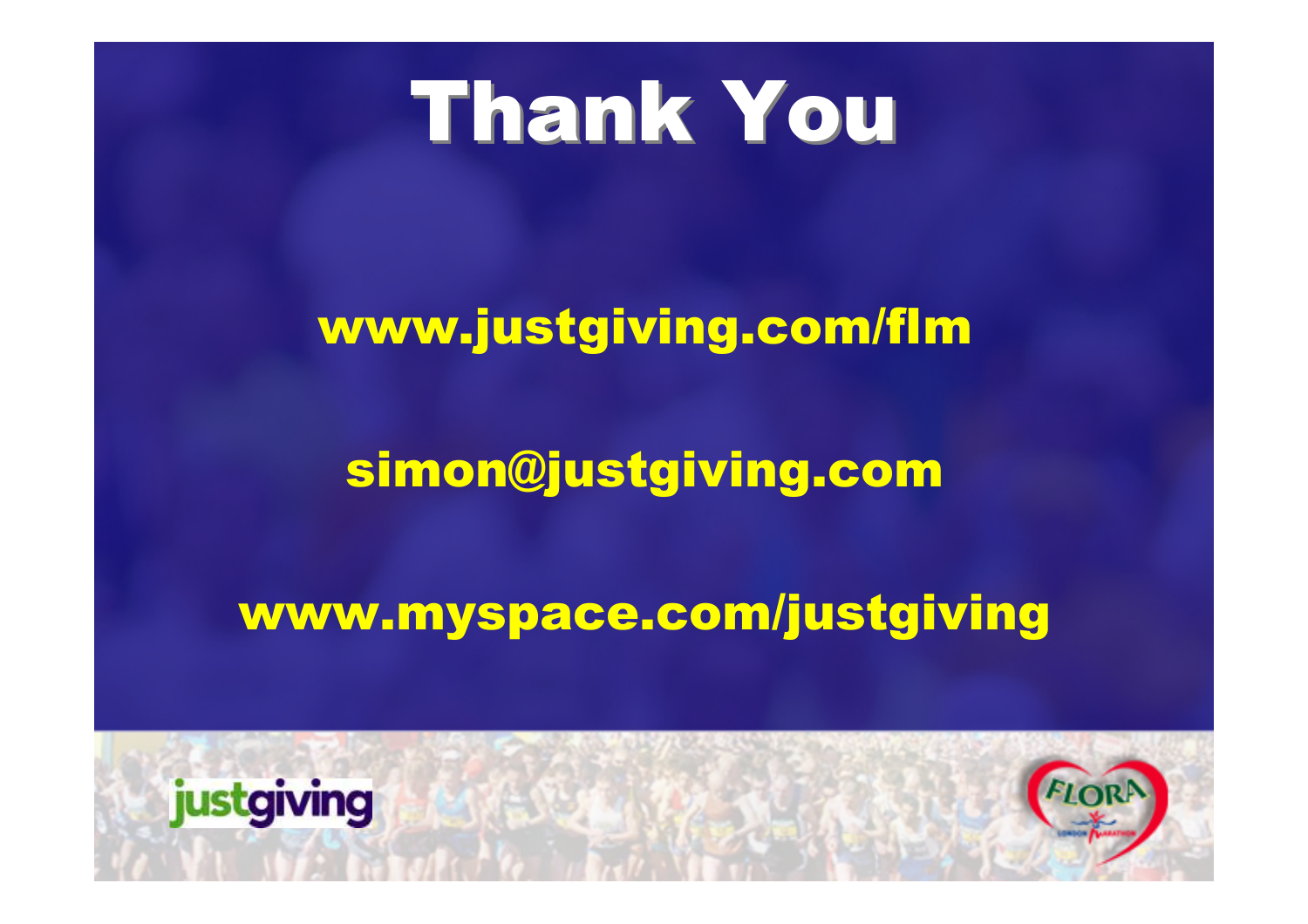# Thank You

www.justgiving.com/flm

simon@justgiving.com

www.myspace.com/justgiving